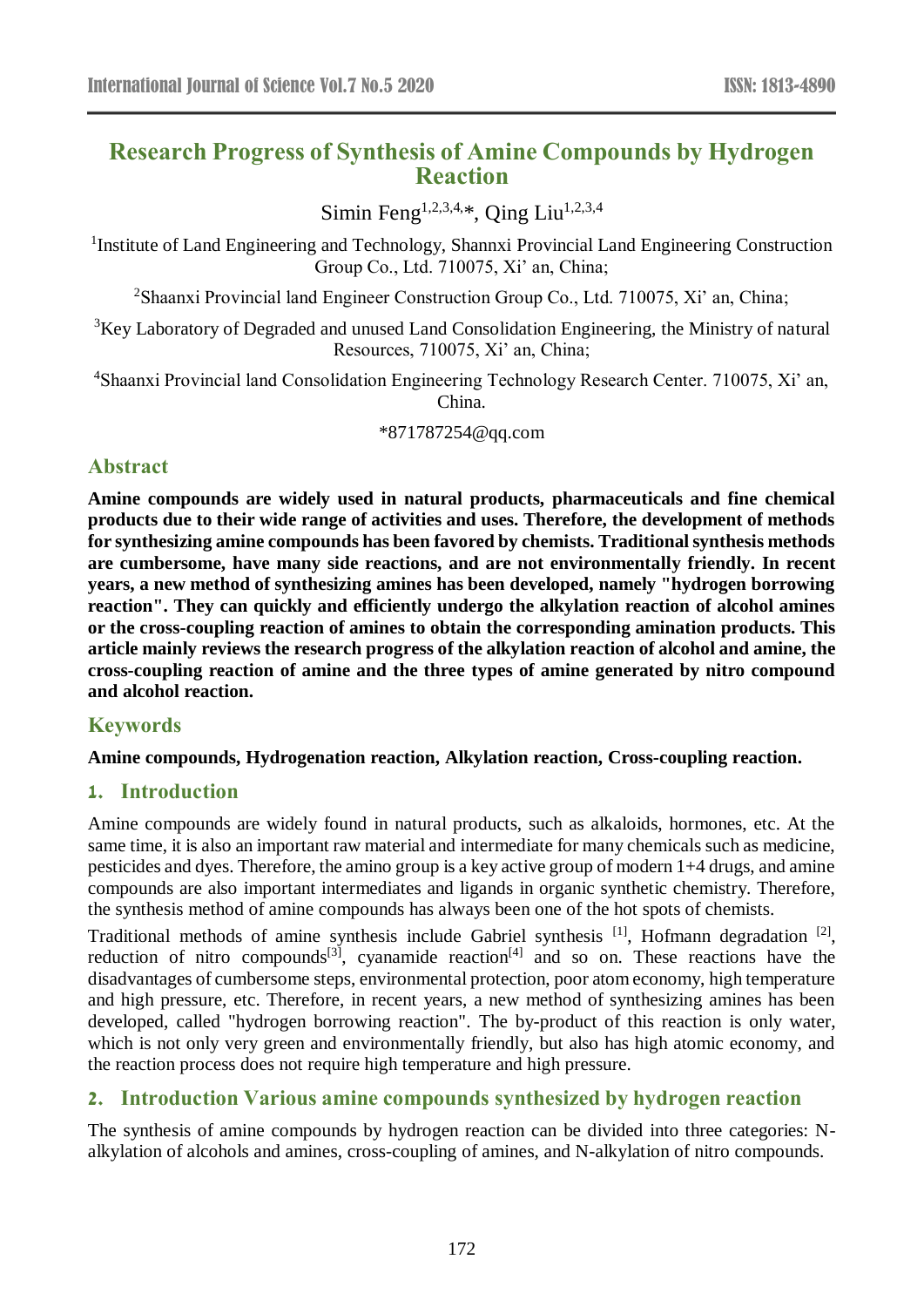# Research Progress of Synthesis of Amine Compounds by Hydrogen Reaction

Simin Feng[1,2,3,4,*], Qing Liu[1,2,3,4]

[1]Institute of Land Engineering and Technology, Shannxi Provincial Land Engineering Construction Group Co., Ltd. 710075, Xi' an, China;

[2]Shaanxi Provincial land Engineer Construction Group Co., Ltd. 710075, Xi' an, China;

[3]Key Laboratory of Degraded and unused Land Consolidation Engineering, the Ministry of natural Resources, 710075, Xi' an, China;

[4]Shaanxi Provincial land Consolidation Engineering Technology Research Center. 710075, Xi' an, China.

*871787254@qq.com

## Abstract

**Amine compounds are widely used in natural products, pharmaceuticals and fine chemical products due to their wide range of activities and uses. Therefore, the development of methods for synthesizing amine compounds has been favored by chemists. Traditional synthesis methods are cumbersome, have many side reactions, and are not environmentally friendly. In recent years, a new method of synthesizing amines has been developed, namely "hydrogen borrowing reaction". They can quickly and efficiently undergo the alkylation reaction of alcohol amines or the cross-coupling reaction of amines to obtain the corresponding amination products. This article mainly reviews the research progress of the alkylation reaction of alcohol and amine, the cross-coupling reaction of amine and the three types of amine generated by nitro compound and alcohol reaction.**

## Keywords

**Amine compounds, Hydrogenation reaction, Alkylation reaction, Cross-coupling reaction.**

## 1. Introduction

Amine compounds are widely found in natural products, such as alkaloids, hormones, etc. At the same time, it is also an important raw material and intermediate for many chemicals such as medicine, pesticides and dyes. Therefore, the amino group is a key active group of modern 1+4 drugs, and amine compounds are also important intermediates and ligands in organic synthetic chemistry. Therefore, the synthesis method of amine compounds has always been one of the hot spots of chemists.

Traditional methods of amine synthesis include Gabriel synthesis [1], Hofmann degradation [2], reduction of nitro compounds[3], cyanamide reaction[4] and so on. These reactions have the disadvantages of cumbersome steps, environmental protection, poor atom economy, high temperature and high pressure, etc. Therefore, in recent years, a new method of synthesizing amines has been developed, called "hydrogen borrowing reaction". The by-product of this reaction is only water, which is not only very green and environmentally friendly, but also has high atomic economy, and the reaction process does not require high temperature and high pressure.

## 2. Introduction Various amine compounds synthesized by hydrogen reaction

The synthesis of amine compounds by hydrogen reaction can be divided into three categories: N-alkylation of alcohols and amines, cross-coupling of amines, and N-alkylation of nitro compounds.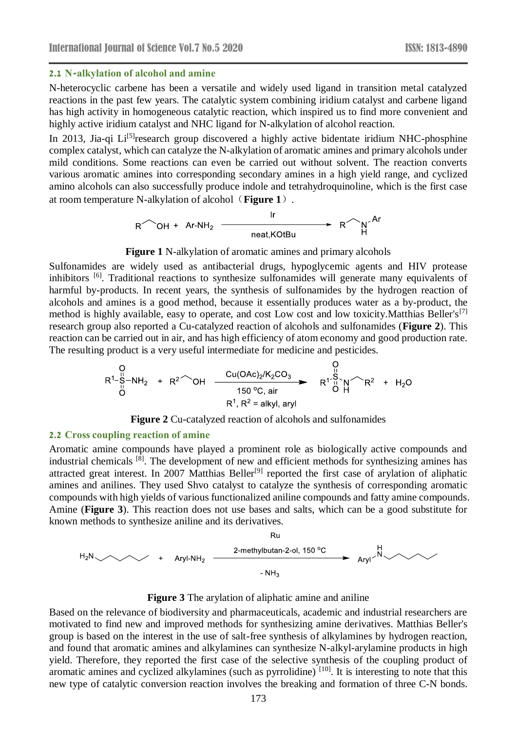## 2.1 N-alkylation of alcohol and amine

N-heterocyclic carbene has been a versatile and widely used ligand in transition metal catalyzed reactions in the past few years. The catalytic system combining iridium catalyst and carbene ligand has high activity in homogeneous catalytic reaction, which inspired us to find more convenient and highly active iridium catalyst and NHC ligand for N-alkylation of alcohol reaction.

In 2013, Jia-qi Li[5]research group discovered a highly active bidentate iridium NHC-phosphine complex catalyst, which can catalyze the N-alkylation of aromatic amines and primary alcohols under mild conditions. Some reactions can even be carried out without solvent. The reaction converts various aromatic amines into corresponding secondary amines in a high yield range, and cyclized amino alcohols can also successfully produce indole and tetrahydroquinoline, which is the first case at room temperature N-alkylation of alcohol（**Figure 1**）.

**Figure 1** N-alkylation of aromatic amines and primary alcohols

Sulfonamides are widely used as antibacterial drugs, hypoglycemic agents and HIV protease inhibitors [6]. Traditional reactions to synthesize sulfonamides will generate many equivalents of harmful by-products. In recent years, the synthesis of sulfonamides by the hydrogen reaction of alcohols and amines is a good method, because it essentially produces water as a by-product, the method is highly available, easy to operate, and cost Low cost and low toxicity.Matthias Beller's[7] research group also reported a Cu-catalyzed reaction of alcohols and sulfonamides (**Figure 2**). This reaction can be carried out in air, and has high efficiency of atom economy and good production rate. The resulting product is a very useful intermediate for medicine and pesticides.

**Figure 2** Cu-catalyzed reaction of alcohols and sulfonamides

## 2.2 Cross coupling reaction of amine

Aromatic amine compounds have played a prominent role as biologically active compounds and industrial chemicals [8]. The development of new and efficient methods for synthesizing amines has attracted great interest. In 2007 Matthias Beller[9] reported the first case of arylation of aliphatic amines and anilines. They used Shvo catalyst to catalyze the synthesis of corresponding aromatic compounds with high yields of various functionalized aniline compounds and fatty amine compounds. Amine (**Figure 3**). This reaction does not use bases and salts, which can be a good substitute for known methods to synthesize aniline and its derivatives.

**Figure 3** The arylation of aliphatic amine and aniline

Based on the relevance of biodiversity and pharmaceuticals, academic and industrial researchers are motivated to find new and improved methods for synthesizing amine derivatives. Matthias Beller's group is based on the interest in the use of salt-free synthesis of alkylamines by hydrogen reaction, and found that aromatic amines and alkylamines can synthesize N-alkyl-arylamine products in high yield. Therefore, they reported the first case of the selective synthesis of the coupling product of aromatic amines and cyclized alkylamines (such as pyrrolidine) [10]. It is interesting to note that this new type of catalytic conversion reaction involves the breaking and formation of three C-N bonds.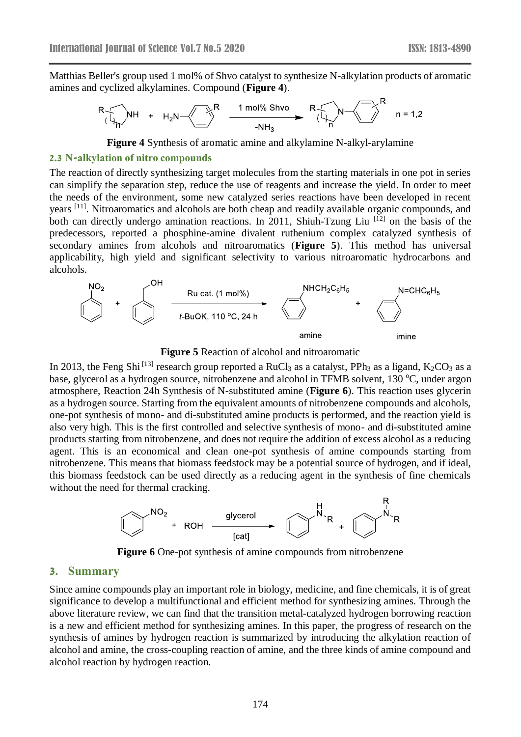Matthias Beller's group used 1 mol% of Shvo catalyst to synthesize N-alkylation products of aromatic amines and cyclized alkylamines. Compound (**Figure 4**).

**Figure 4** Synthesis of aromatic amine and alkylamine N-alkyl-arylamine

### 2.3 N-alkylation of nitro compounds

The reaction of directly synthesizing target molecules from the starting materials in one pot in series can simplify the separation step, reduce the use of reagents and increase the yield. In order to meet the needs of the environment, some new catalyzed series reactions have been developed in recent years [11]. Nitroaromatics and alcohols are both cheap and readily available organic compounds, and both can directly undergo amination reactions. In 2011, Shiuh-Tzung Liu [12] on the basis of the predecessors, reported a phosphine-amine divalent ruthenium complex catalyzed synthesis of secondary amines from alcohols and nitroaromatics (**Figure 5**). This method has universal applicability, high yield and significant selectivity to various nitroaromatic hydrocarbons and alcohols.

**Figure 5** Reaction of alcohol and nitroaromatic

In 2013, the Feng Shi [13] research group reported a $RuCl_3$ as a catalyst, $PPh_3$ as a ligand, $K_2CO_3$ as a base, glycerol as a hydrogen source, nitrobenzene and alcohol in TFMB solvent, 130 °C, under argon atmosphere, Reaction 24h Synthesis of N-substituted amine (**Figure 6**). This reaction uses glycerin as a hydrogen source. Starting from the equivalent amounts of nitrobenzene compounds and alcohols, one-pot synthesis of mono- and di-substituted amine products is performed, and the reaction yield is also very high. This is the first controlled and selective synthesis of mono- and di-substituted amine products starting from nitrobenzene, and does not require the addition of excess alcohol as a reducing agent. This is an economical and clean one-pot synthesis of amine compounds starting from nitrobenzene. This means that biomass feedstock may be a potential source of hydrogen, and if ideal, this biomass feedstock can be used directly as a reducing agent in the synthesis of fine chemicals without the need for thermal cracking.

**Figure 6** One-pot synthesis of amine compounds from nitrobenzene

## 3. Summary

Since amine compounds play an important role in biology, medicine, and fine chemicals, it is of great significance to develop a multifunctional and efficient method for synthesizing amines. Through the above literature review, we can find that the transition metal-catalyzed hydrogen borrowing reaction is a new and efficient method for synthesizing amines. In this paper, the progress of research on the synthesis of amines by hydrogen reaction is summarized by introducing the alkylation reaction of alcohol and amine, the cross-coupling reaction of amine, and the three kinds of amine compound and alcohol reaction by hydrogen reaction.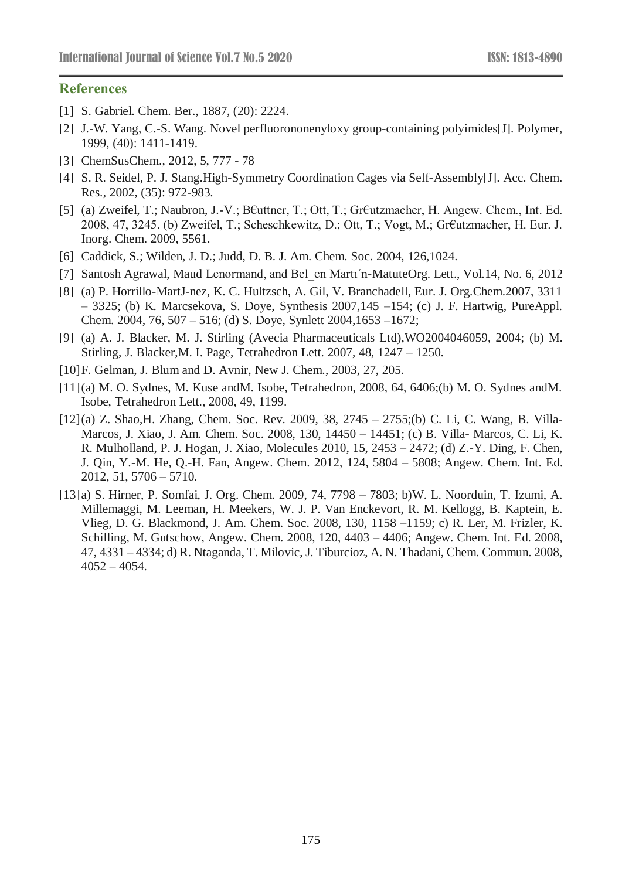## References

[1] S. Gabriel. Chem. Ber., 1887, (20): 2224.

[2] J.-W. Yang, C.-S. Wang. Novel perfluorononenyloxy group-containing polyimides[J]. Polymer, 1999, (40): 1411-1419.

[3] ChemSusChem., 2012, 5, 777 - 78

[4] S. R. Seidel, P. J. Stang.High-Symmetry Coordination Cages via Self-Assembly[J]. Acc. Chem. Res., 2002, (35): 972-983.

[5] (a) Zweifel, T.; Naubron, J.-V.; B€uttner, T.; Ott, T.; Gr€utzmacher, H. Angew. Chem., Int. Ed. 2008, 47, 3245. (b) Zweifel, T.; Scheschkewitz, D.; Ott, T.; Vogt, M.; Gr€utzmacher, H. Eur. J. Inorg. Chem. 2009, 5561.

[6] Caddick, S.; Wilden, J. D.; Judd, D. B. J. Am. Chem. Soc. 2004, 126,1024.

[7] Santosh Agrawal, Maud Lenormand, and Bel_en Martı´n-MatuteOrg. Lett., Vol.14, No. 6, 2012

[8] (a) P. Horrillo-MartJ-nez, K. C. Hultzsch, A. Gil, V. Branchadell, Eur. J. Org.Chem.2007, 3311 – 3325; (b) K. Marcsekova, S. Doye, Synthesis 2007,145 –154; (c) J. F. Hartwig, PureAppl. Chem. 2004, 76, 507 – 516; (d) S. Doye, Synlett 2004,1653 –1672;

[9] (a) A. J. Blacker, M. J. Stirling (Avecia Pharmaceuticals Ltd),WO2004046059, 2004; (b) M. Stirling, J. Blacker,M. I. Page, Tetrahedron Lett. 2007, 48, 1247 – 1250.

[10] F. Gelman, J. Blum and D. Avnir, New J. Chem., 2003, 27, 205.

[11] (a) M. O. Sydnes, M. Kuse andM. Isobe, Tetrahedron, 2008, 64, 6406;(b) M. O. Sydnes andM. Isobe, Tetrahedron Lett., 2008, 49, 1199.

[12] (a) Z. Shao,H. Zhang, Chem. Soc. Rev. 2009, 38, 2745 – 2755;(b) C. Li, C. Wang, B. Villa-Marcos, J. Xiao, J. Am. Chem. Soc. 2008, 130, 14450 – 14451; (c) B. Villa- Marcos, C. Li, K. R. Mulholland, P. J. Hogan, J. Xiao, Molecules 2010, 15, 2453 – 2472; (d) Z.-Y. Ding, F. Chen, J. Qin, Y.-M. He, Q.-H. Fan, Angew. Chem. 2012, 124, 5804 – 5808; Angew. Chem. Int. Ed. 2012, 51, 5706 – 5710.

[13] a) S. Hirner, P. Somfai, J. Org. Chem. 2009, 74, 7798 – 7803; b)W. L. Noorduin, T. Izumi, A. Millemaggi, M. Leeman, H. Meekers, W. J. P. Van Enckevort, R. M. Kellogg, B. Kaptein, E. Vlieg, D. G. Blackmond, J. Am. Chem. Soc. 2008, 130, 1158 –1159; c) R. Ler, M. Frizler, K. Schilling, M. Gutschow, Angew. Chem. 2008, 120, 4403 – 4406; Angew. Chem. Int. Ed. 2008, 47, 4331 – 4334; d) R. Ntaganda, T. Milovic, J. Tiburcioz, A. N. Thadani, Chem. Commun. 2008, 4052 – 4054.